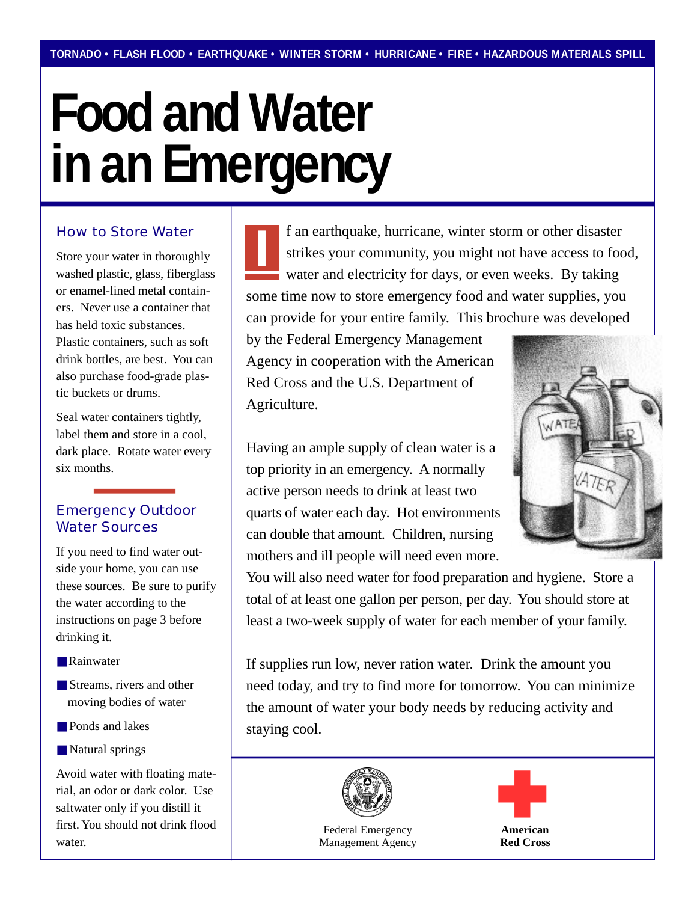TORNADO • FLASH FLOOD • EARTHQUAKE • WINTER STORM • HURRICANE • FIRE • HAZARDOUS MATERIALS SPILL

# Food and Water in an Emergency

If an earthquake, hurricane, winter storm or other disaster strikes your community, you might not have access to food, water and electricity for days, or even weeks. By taking some time now to store emergency food and water supplies, you can provide for your entire family. This brochure was developed by the Federal Emergency Management Agency in cooperation with the American Red Cross and the U.S. Department of Agriculture.

Having an ample supply of clean water is a top priority in an emergency. A normally active person needs to drink at least two quarts of water each day. Hot environments can double that amount. Children, nursing mothers and ill people will need even more. You will also need water for food preparation and hygiene. Store a total of at least one gallon per person, per day. You should store at least a two-week supply of water for each member of your family.

If supplies run low, never ration water. Drink the amount you need today, and try to find more for tomorrow. You can minimize the amount of water your body needs by reducing activity and staying cool.

## How to Store Water

Store your water in thoroughly washed plastic, glass, fiberglass or enamel-lined metal containers. Never use a container that has held toxic substances. Plastic containers, such as soft drink bottles, are best. You can also purchase food-grade plastic buckets or drums.

Seal water containers tightly, label them and store in a cool, dark place. Rotate water every six months.

## Emergency Outdoor Water Sources

If you need to find water outside your home, you can use these sources. Be sure to purify the water according to the instructions on page 3 before drinking it.

- Rainwater
- Streams, rivers and other moving bodies of water
- Ponds and lakes
- Natural springs

Avoid water with floating material, an odor or dark color. Use saltwater only if you distill it first. You should not drink flood water.

Federal Emergency Management Agency

**American Red Cross**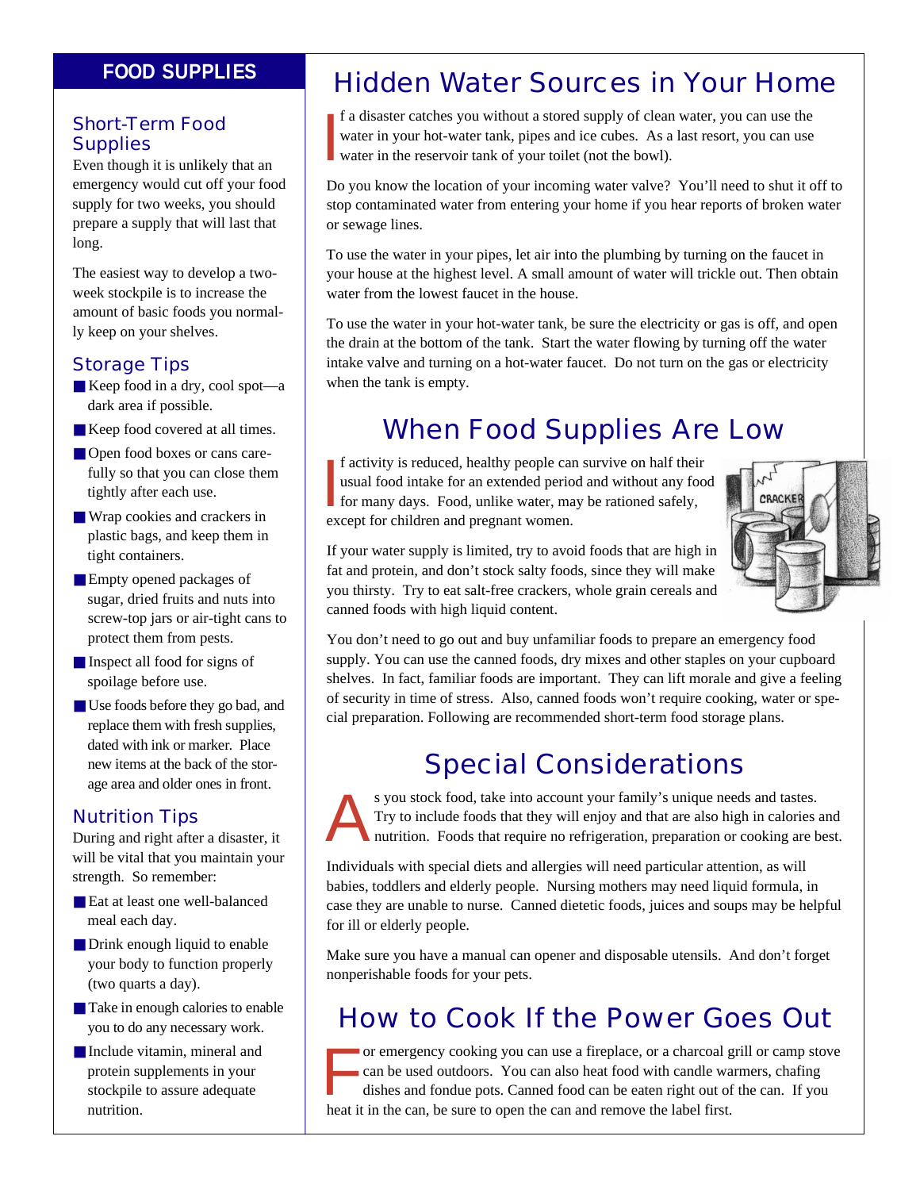## FOOD SUPPLIES

### Short-Term Food Supplies

Even though it is unlikely that an emergency would cut off your food supply for two weeks, you should prepare a supply that will last that long.

The easiest way to develop a two-week stockpile is to increase the amount of basic foods you normally keep on your shelves.

### Storage Tips

- Keep food in a dry, cool spot—a dark area if possible.
- Keep food covered at all times.
- Open food boxes or cans carefully so that you can close them tightly after each use.
- Wrap cookies and crackers in plastic bags, and keep them in tight containers.
- Empty opened packages of sugar, dried fruits and nuts into screw-top jars or air-tight cans to protect them from pests.
- Inspect all food for signs of spoilage before use.
- Use foods before they go bad, and replace them with fresh supplies, dated with ink or marker. Place new items at the back of the storage area and older ones in front.

### Nutrition Tips

During and right after a disaster, it will be vital that you maintain your strength. So remember:

- Eat at least one well-balanced meal each day.
- Drink enough liquid to enable your body to function properly (two quarts a day).
- Take in enough calories to enable you to do any necessary work.
- Include vitamin, mineral and protein supplements in your stockpile to assure adequate nutrition.

## Hidden Water Sources in Your Home

If a disaster catches you without a stored supply of clean water, you can use the water in your hot-water tank, pipes and ice cubes. As a last resort, you can use water in the reservoir tank of your toilet (not the bowl).

Do you know the location of your incoming water valve? You'll need to shut it off to stop contaminated water from entering your home if you hear reports of broken water or sewage lines.

To use the water in your pipes, let air into the plumbing by turning on the faucet in your house at the highest level. A small amount of water will trickle out. Then obtain water from the lowest faucet in the house.

To use the water in your hot-water tank, be sure the electricity or gas is off, and open the drain at the bottom of the tank. Start the water flowing by turning off the water intake valve and turning on a hot-water faucet. Do not turn on the gas or electricity when the tank is empty.

## When Food Supplies Are Low

If activity is reduced, healthy people can survive on half their usual food intake for an extended period and without any food for many days. Food, unlike water, may be rationed safely, except for children and pregnant women.

If your water supply is limited, try to avoid foods that are high in fat and protein, and don't stock salty foods, since they will make you thirsty. Try to eat salt-free crackers, whole grain cereals and canned foods with high liquid content.

You don't need to go out and buy unfamiliar foods to prepare an emergency food supply. You can use the canned foods, dry mixes and other staples on your cupboard shelves. In fact, familiar foods are important. They can lift morale and give a feeling of security in time of stress. Also, canned foods won't require cooking, water or special preparation. Following are recommended short-term food storage plans.

## Special Considerations

As you stock food, take into account your family's unique needs and tastes. Try to include foods that they will enjoy and that are also high in calories and nutrition. Foods that require no refrigeration, preparation or cooking are best.

Individuals with special diets and allergies will need particular attention, as will babies, toddlers and elderly people. Nursing mothers may need liquid formula, in case they are unable to nurse. Canned dietetic foods, juices and soups may be helpful for ill or elderly people.

Make sure you have a manual can opener and disposable utensils. And don't forget nonperishable foods for your pets.

## How to Cook If the Power Goes Out

For emergency cooking you can use a fireplace, or a charcoal grill or camp stove can be used outdoors. You can also heat food with candle warmers, chafing dishes and fondue pots. Canned food can be eaten right out of the can. If you heat it in the can, be sure to open the can and remove the label first.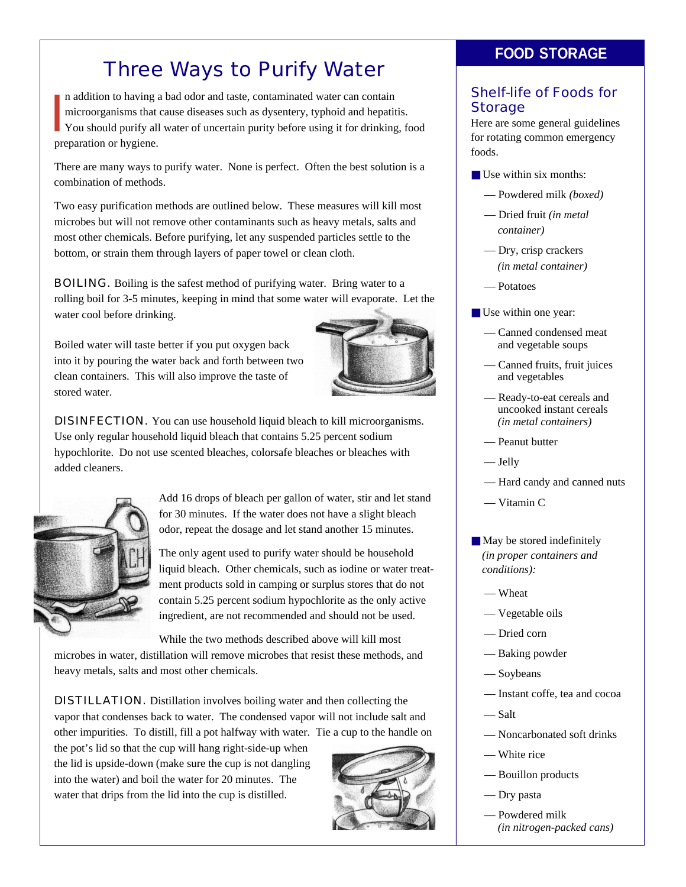# Three Ways to Purify Water

In addition to having a bad odor and taste, contaminated water can contain microorganisms that cause diseases such as dysentery, typhoid and hepatitis. You should purify all water of uncertain purity before using it for drinking, food preparation or hygiene.

There are many ways to purify water. None is perfect. Often the best solution is a combination of methods.

Two easy purification methods are outlined below. These measures will kill most microbes but will not remove other contaminants such as heavy metals, salts and most other chemicals. Before purifying, let any suspended particles settle to the bottom, or strain them through layers of paper towel or clean cloth.

BOILING. Boiling is the safest method of purifying water. Bring water to a rolling boil for 3-5 minutes, keeping in mind that some water will evaporate. Let the water cool before drinking.

Boiled water will taste better if you put oxygen back into it by pouring the water back and forth between two clean containers. This will also improve the taste of stored water.

DISINFECTION. You can use household liquid bleach to kill microorganisms. Use only regular household liquid bleach that contains 5.25 percent sodium hypochlorite. Do not use scented bleaches, colorsafe bleaches or bleaches with added cleaners.

Add 16 drops of bleach per gallon of water, stir and let stand for 30 minutes. If the water does not have a slight bleach odor, repeat the dosage and let stand another 15 minutes.

The only agent used to purify water should be household liquid bleach. Other chemicals, such as iodine or water treatment products sold in camping or surplus stores that do not contain 5.25 percent sodium hypochlorite as the only active ingredient, are not recommended and should not be used.

While the two methods described above will kill most microbes in water, distillation will remove microbes that resist these methods, and heavy metals, salts and most other chemicals.

DISTILLATION. Distillation involves boiling water and then collecting the vapor that condenses back to water. The condensed vapor will not include salt and other impurities. To distill, fill a pot halfway with water. Tie a cup to the handle on the pot's lid so that the cup will hang right-side-up when the lid is upside-down (make sure the cup is not dangling into the water) and boil the water for 20 minutes. The water that drips from the lid into the cup is distilled.

## FOOD STORAGE

### Shelf-life of Foods for Storage

Here are some general guidelines for rotating common emergency foods.

- Use within six months:
  - Powdered milk *(boxed)*
  - Dried fruit *(in metal container)*
  - Dry, crisp crackers *(in metal container)*
  - Potatoes
- Use within one year:
  - Canned condensed meat and vegetable soups
  - Canned fruits, fruit juices and vegetables
  - Ready-to-eat cereals and uncooked instant cereals *(in metal containers)*
  - Peanut butter
  - Jelly
  - Hard candy and canned nuts
  - Vitamin C
- May be stored indefinitely *(in proper containers and conditions)*:
  - Wheat
  - Vegetable oils
  - Dried corn
  - Baking powder
  - Soybeans
  - Instant coffe, tea and cocoa
  - Salt
  - Noncarbonated soft drinks
  - White rice
  - Bouillon products
  - Dry pasta
  - Powdered milk *(in nitrogen-packed cans)*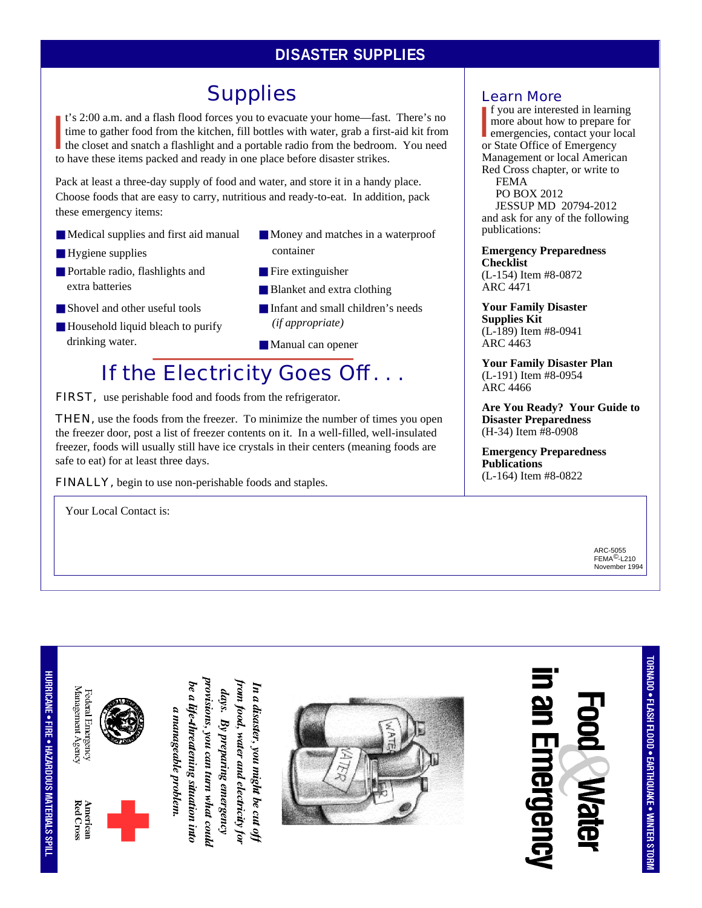# DISASTER SUPPLIES

## Supplies

It's 2:00 a.m. and a flash flood forces you to evacuate your home—fast. There's no time to gather food from the kitchen, fill bottles with water, grab a first-aid kit from the closet and snatch a flashlight and a portable radio from the bedroom. You need to have these items packed and ready in one place before disaster strikes.

Pack at least a three-day supply of food and water, and store it in a handy place. Choose foods that are easy to carry, nutritious and ready-to-eat. In addition, pack these emergency items:

- Medical supplies and first aid manual
- Hygiene supplies
- Portable radio, flashlights and extra batteries
- Shovel and other useful tools
- Household liquid bleach to purify drinking water.
- Money and matches in a waterproof container
- Fire extinguisher
- Blanket and extra clothing
- Infant and small children's needs *(if appropriate)*
- Manual can opener

## If the Electricity Goes Off . . .

FIRST, use perishable food and foods from the refrigerator.

THEN, use the foods from the freezer. To minimize the number of times you open the freezer door, post a list of freezer contents on it. In a well-filled, well-insulated freezer, foods will usually still have ice crystals in their centers (meaning foods are safe to eat) for at least three days.

FINALLY, begin to use non-perishable foods and staples.

## Learn More

If you are interested in learning more about how to prepare for emergencies, contact your local or State Office of Emergency Management or local American Red Cross chapter, or write to

FEMA
PO BOX 2012
JESSUP MD 20794-2012

and ask for any of the following publications:

**Emergency Preparedness Checklist**
(L-154) Item #8-0872
ARC 4471

**Your Family Disaster Supplies Kit**
(L-189) Item #8-0941
ARC 4463

**Your Family Disaster Plan**
(L-191) Item #8-0954
ARC 4466

**Are You Ready? Your Guide to Disaster Preparedness**
(H-34) Item #8-0908

**Emergency Preparedness Publications**
(L-164) Item #8-0822

Your Local Contact is:

ARC-5055
FEMA©-L210
November 1994

---

HURRICANE • FIRE • HAZARDOUS MATERIALS SPILL

Federal Emergency Management Agency

American Red Cross

***In a disaster, you might be cut off from food, water and electricity for days. By preparing emergency provisions, you can turn what could be a life-threatening situation into a manageable problem.***

# Food & Water in an Emergency

TORNADO • FLASH FLOOD • EARTHQUAKE • WINTER STORM